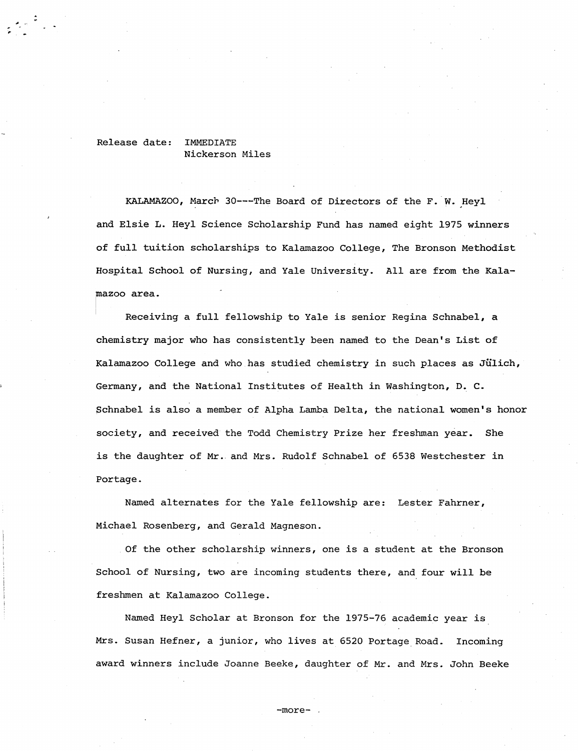Release date: IMMEDIATE
Nickerson Miles

KALAMAZOO, March 30---The Board of Directors of the F. W. Heyl and Elsie L. Heyl Science Scholarship Fund has named eight 1975 winners of full tuition scholarships to Kalamazoo College, The Bronson Methodist Hospital School of Nursing, and Yale University. All are from the Kalamazoo area.

Receiving a full fellowship to Yale is senior Regina Schnabel, a chemistry major who has consistently been named to the Dean's List of Kalamazoo College and who has studied chemistry in such places as Jülich, Germany, and the National Institutes of Health in Washington, D. C. Schnabel is also a member of Alpha Lamba Delta, the national women's honor society, and received the Todd Chemistry Prize her freshman year. She is the daughter of Mr. and Mrs. Rudolf Schnabel of 6538 Westchester in Portage.

Named alternates for the Yale fellowship are: Lester Fahrner, Michael Rosenberg, and Gerald Magneson.

Of the other scholarship winners, one is a student at the Bronson School of Nursing, two are incoming students there, and four will be freshmen at Kalamazoo College.

Named Heyl Scholar at Bronson for the 1975-76 academic year is Mrs. Susan Hefner, a junior, who lives at 6520 Portage Road. Incoming award winners include Joanne Beeke, daughter of Mr. and Mrs. John Beeke

-more-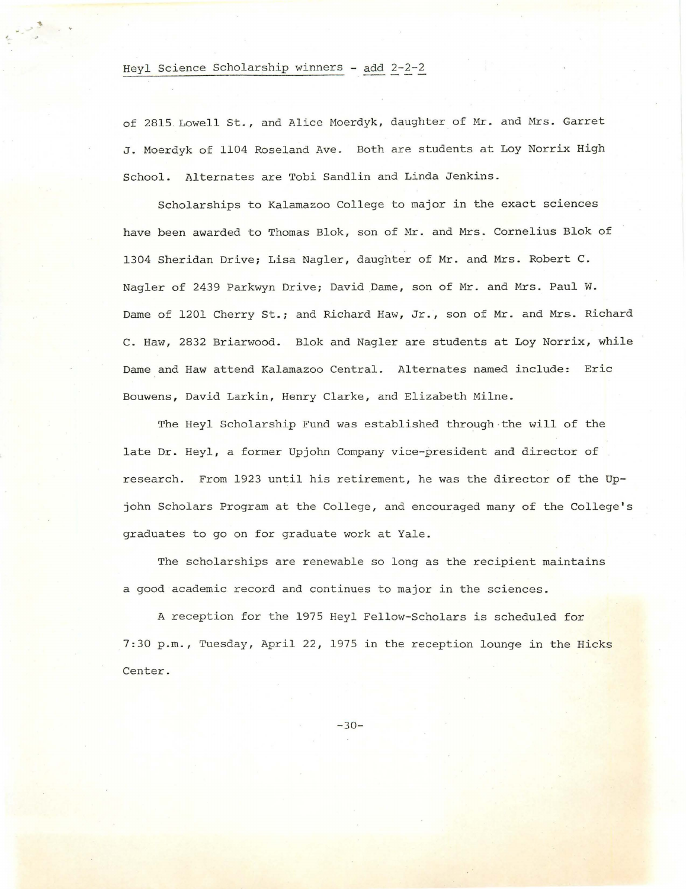Heyl Science Scholarship winners - add 2-2-2

of 2815 Lowell St., and Alice Moerdyk, daughter of Mr. and Mrs. Garret J. Moerdyk of 1104 Roseland Ave. Both are students at Loy Norrix High School. Alternates are Tobi Sandlin and Linda Jenkins.

Scholarships to Kalamazoo College to major in the exact sciences have been awarded to Thomas Blok, son of Mr. and Mrs. Cornelius Blok of 1304 Sheridan Drive; Lisa Nagler, daughter of Mr. and Mrs. Robert C. Nagler of 2439 Parkwyn Drive; David Dame, son of Mr. and Mrs. Paul W. Dame of 1201 Cherry St.; and Richard Haw, Jr., son of Mr. and Mrs. Richard C. Haw, 2832 Briarwood. Blok and Nagler are students at Loy Norrix, while Dame and Haw attend Kalamazoo Central. Alternates named include: Eric Bouwens, David Larkin, Henry Clarke, and Elizabeth Milne.

The Heyl Scholarship Fund was established through the will of the late Dr. Heyl, a former Upjohn Company vice-president and director of research. From 1923 until his retirement, he was the director of the Upjohn Scholars Program at the College, and encouraged many of the College's graduates to go on for graduate work at Yale.

The scholarships are renewable so long as the recipient maintains a good academic record and continues to major in the sciences.

A reception for the 1975 Heyl Fellow-Scholars is scheduled for 7:30 p.m., Tuesday, April 22, 1975 in the reception lounge in the Hicks Center.

-30-